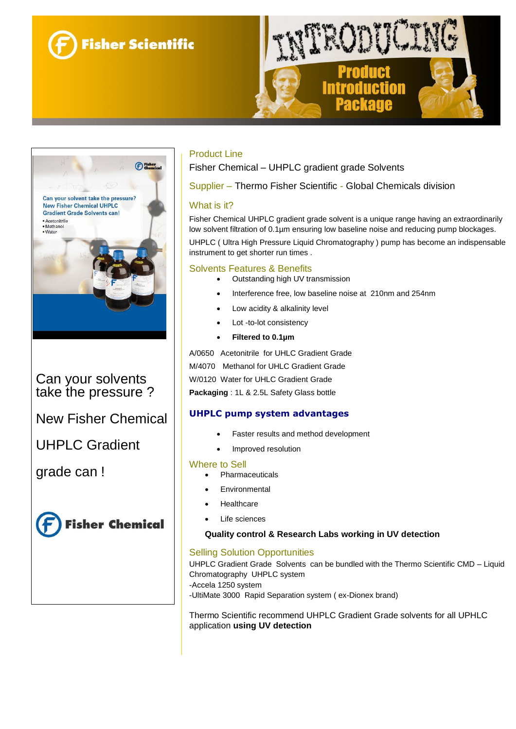Fisher Scientific

INTRODUCING

Product Introduction Package

Can your solvents take the pressure ?

New Fisher Chemical

UHPLC Gradient

grade can !

Fisher Chemical

## Product Line

Fisher Chemical – UHPLC gradient grade Solvents

## Supplier – Thermo Fisher Scientific - Global Chemicals division

## What is it?

Fisher Chemical UHPLC gradient grade solvent is a unique range having an extraordinarily low solvent filtration of 0.1µm ensuring low baseline noise and reducing pump blockages.

UHPLC ( Ultra High Pressure Liquid Chromatography ) pump has become an indispensable instrument to get shorter run times .

## Solvents Features & Benefits

- Outstanding high UV transmission
- Interference free, low baseline noise at 210nm and 254nm
- Low acidity & alkalinity level
- Lot -to-lot consistency
- **Filtered to 0.1µm**

A/0650 Acetonitrile for UHLC Gradient Grade

M/4070 Methanol for UHLC Gradient Grade

W/0120 Water for UHLC Gradient Grade

**Packaging** : 1L & 2.5L Safety Glass bottle

## UHPLC pump system advantages

- Faster results and method development
- Improved resolution

## Where to Sell

- Pharmaceuticals
- Environmental
- Healthcare
- Life sciences

**Quality control & Research Labs working in UV detection**

## Selling Solution Opportunities

UHPLC Gradient Grade Solvents can be bundled with the Thermo Scientific CMD – Liquid Chromatography UHPLC system

-Accela 1250 system

-UltiMate 3000 Rapid Separation system ( ex-Dionex brand)

Thermo Scientific recommend UHPLC Gradient Grade solvents for all UPHLC application **using UV detection**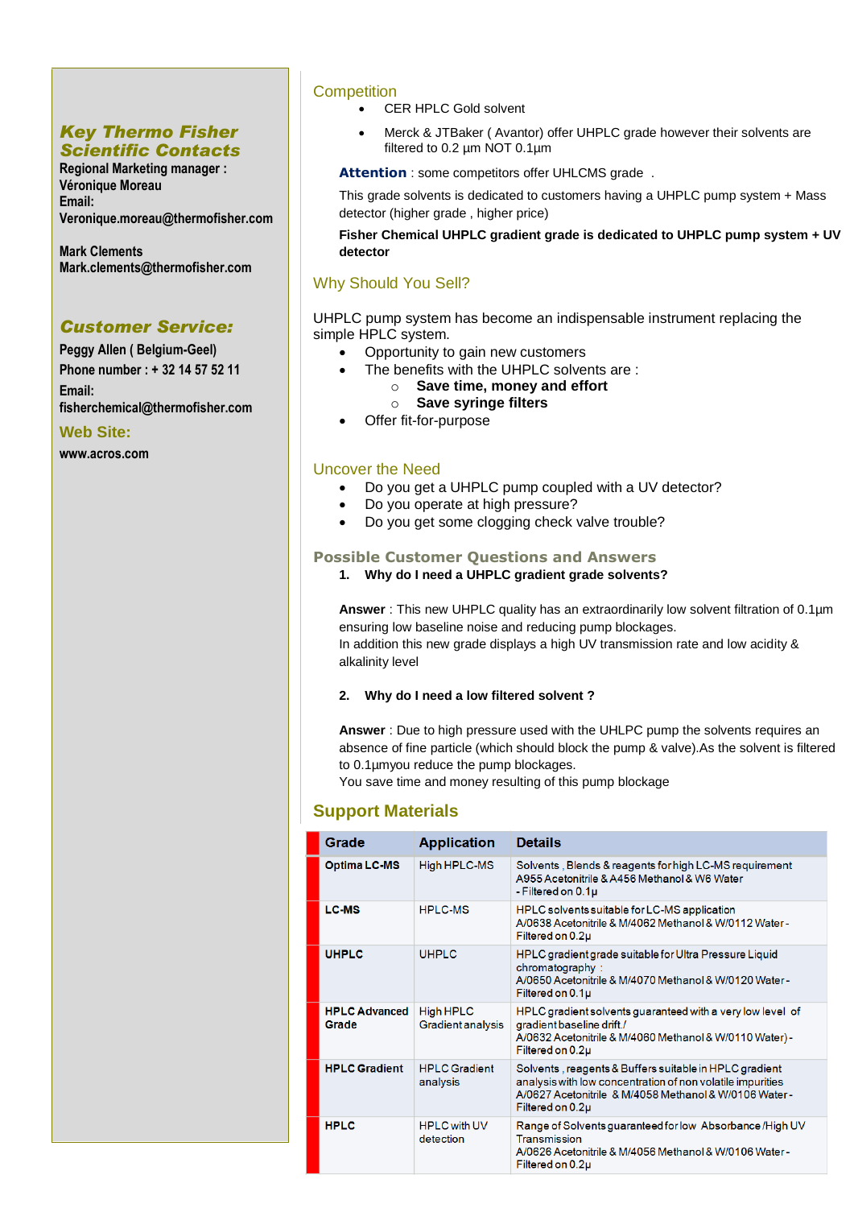## Key Thermo Fisher Scientific Contacts

**Regional Marketing manager :**
**Véronique Moreau**
**Email:**
**Veronique.moreau@thermofisher.com**

**Mark Clements**
**Mark.clements@thermofisher.com**

## Customer Service:

**Peggy Allen ( Belgium-Geel)**
**Phone number : + 32 14 57 52 11**
**Email:**
**fisherchemical@thermofisher.com**

## Web Site:

**www.acros.com**

## Competition

- CER HPLC Gold solvent
- Merck & JTBaker ( Avantor) offer UHPLC grade however their solvents are filtered to 0.2 µm NOT 0.1µm

**Attention** : some competitors offer UHLCMS grade .

This grade solvents is dedicated to customers having a UHPLC pump system + Mass detector (higher grade , higher price)

**Fisher Chemical UHPLC gradient grade is dedicated to UHPLC pump system + UV detector**

## Why Should You Sell?

UHPLC pump system has become an indispensable instrument replacing the simple HPLC system.

- Opportunity to gain new customers
- The benefits with the UHPLC solvents are :
  - **Save time, money and effort**
  - **Save syringe filters**
- Offer fit-for-purpose

## Uncover the Need

- Do you get a UHPLC pump coupled with a UV detector?
- Do you operate at high pressure?
- Do you get some clogging check valve trouble?

## Possible Customer Questions and Answers

1. **Why do I need a UHPLC gradient grade solvents?**

**Answer** : This new UHPLC quality has an extraordinarily low solvent filtration of 0.1µm ensuring low baseline noise and reducing pump blockages.
In addition this new grade displays a high UV transmission rate and low acidity & alkalinity level

2. **Why do I need a low filtered solvent ?**

**Answer** : Due to high pressure used with the UHLPC pump the solvents requires an absence of fine particle (which should block the pump & valve).As the solvent is filtered to 0.1µmyou reduce the pump blockages.
You save time and money resulting of this pump blockage

## Support Materials

| Grade | Application | Details |
|---|---|---|
| **Optima LC-MS** | High HPLC-MS | Solvents , Blends & reagents for high LC-MS requirement A955 Acetonitrile & A456 Methanol & W6 Water - Filtered on 0.1µ |
| **LC-MS** | HPLC-MS | HPLC solvents suitable for LC-MS application A/0638 Acetonitrile & M/4062 Methanol & W/0112 Water - Filtered on 0.2µ |
| **UHPLC** | UHPLC | HPLC gradient grade suitable for Ultra Pressure Liquid chromatography : A/0650 Acetonitrile & M/4070 Methanol & W/0120 Water - Filtered on 0.1µ |
| **HPLC Advanced Grade** | High HPLC Gradient analysis | HPLC gradient solvents guaranteed with a very low level of gradient baseline drift./ A/0632 Acetonitrile & M/4060 Methanol & W/0110 Water) - Filtered on 0.2µ |
| **HPLC Gradient** | HPLC Gradient analysis | Solvents , reagents & Buffers suitable in HPLC gradient analysis with low concentration of non volatile impurities A/0627 Acetonitrile & M/4058 Methanol & W/0106 Water - Filtered on 0.2µ |
| **HPLC** | HPLC with UV detection | Range of Solvents guaranteed for low Absorbance /High UV Transmission A/0626 Acetonitrile & M/4056 Methanol & W/0106 Water - Filtered on 0.2µ |